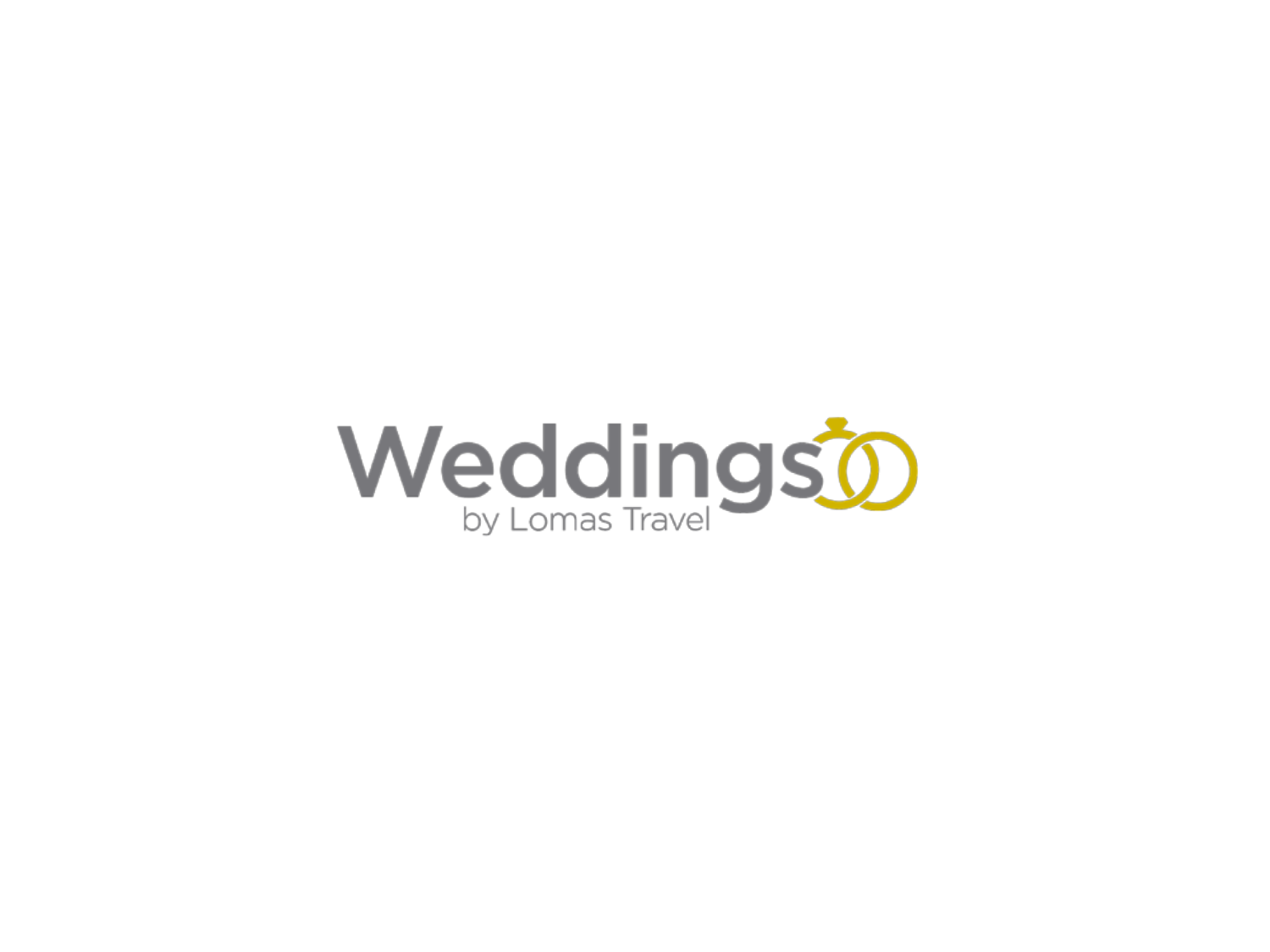# Weddings

by Lomas Travel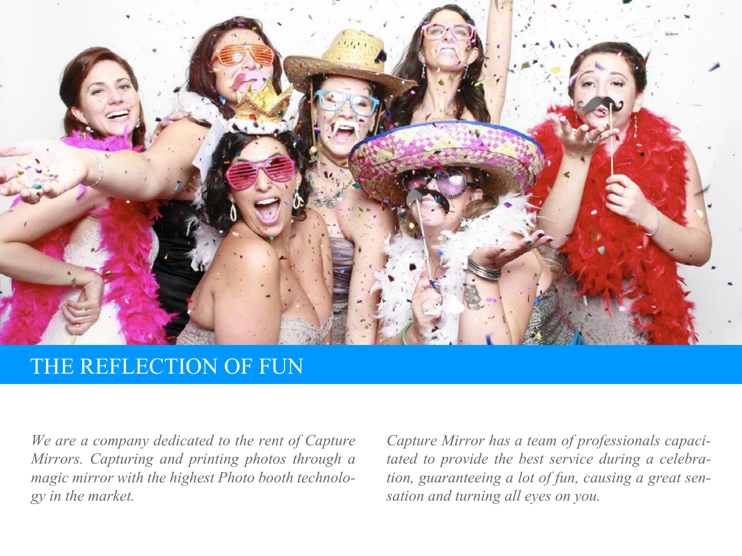## THE REFLECTION OF FUN

*We are a company dedicated to the rent of Capture Mirrors. Capturing and printing photos through a magic mirror with the highest Photo booth technology in the market.*

*Capture Mirror has a team of professionals capacitated to provide the best service during a celebration, guaranteeing a lot of fun, causing a great sensation and turning all eyes on you.*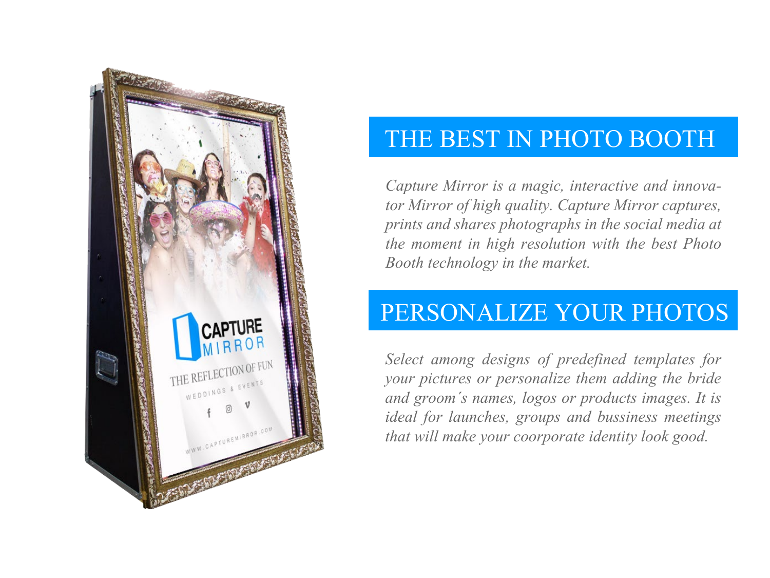## THE BEST IN PHOTO BOOTH

*Capture Mirror is a magic, interactive and innovator Mirror of high quality. Capture Mirror captures, prints and shares photographs in the social media at the moment in high resolution with the best Photo Booth technology in the market.*

## PERSONALIZE YOUR PHOTOS

*Select among designs of predefined templates for your pictures or personalize them adding the bride and groom´s names, logos or products images. It is ideal for launches, groups and bussiness meetings that will make your coorporate identity look good.*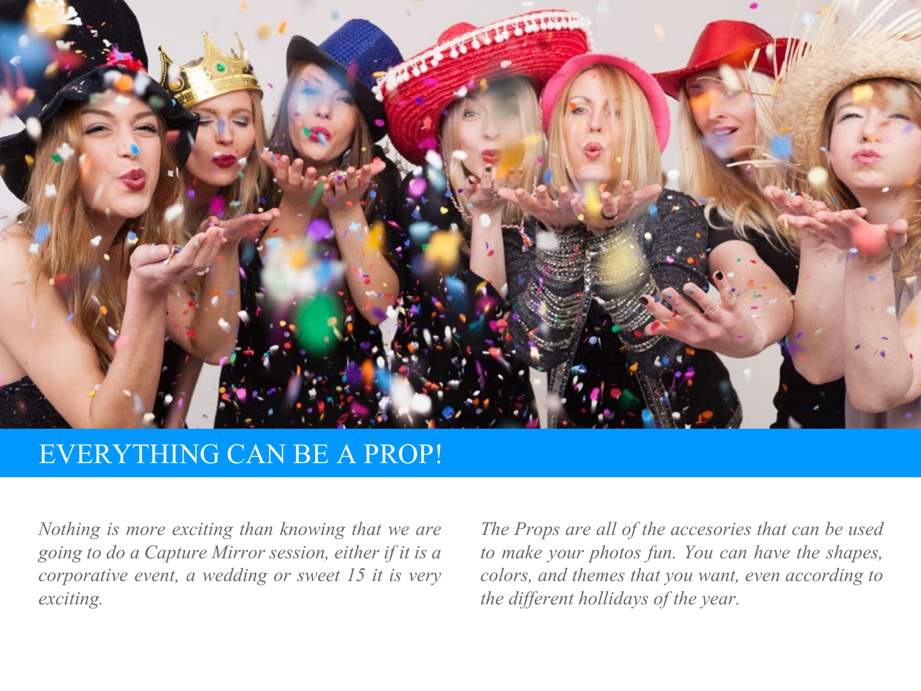# EVERYTHING CAN BE A PROP!

*Nothing is more exciting than knowing that we are going to do a Capture Mirror session, either if it is a corporative event, a wedding or sweet 15 it is very exciting.*

*The Props are all of the accesories that can be used to make your photos fun. You can have the shapes, colors, and themes that you want, even according to the different hollidays of the year.*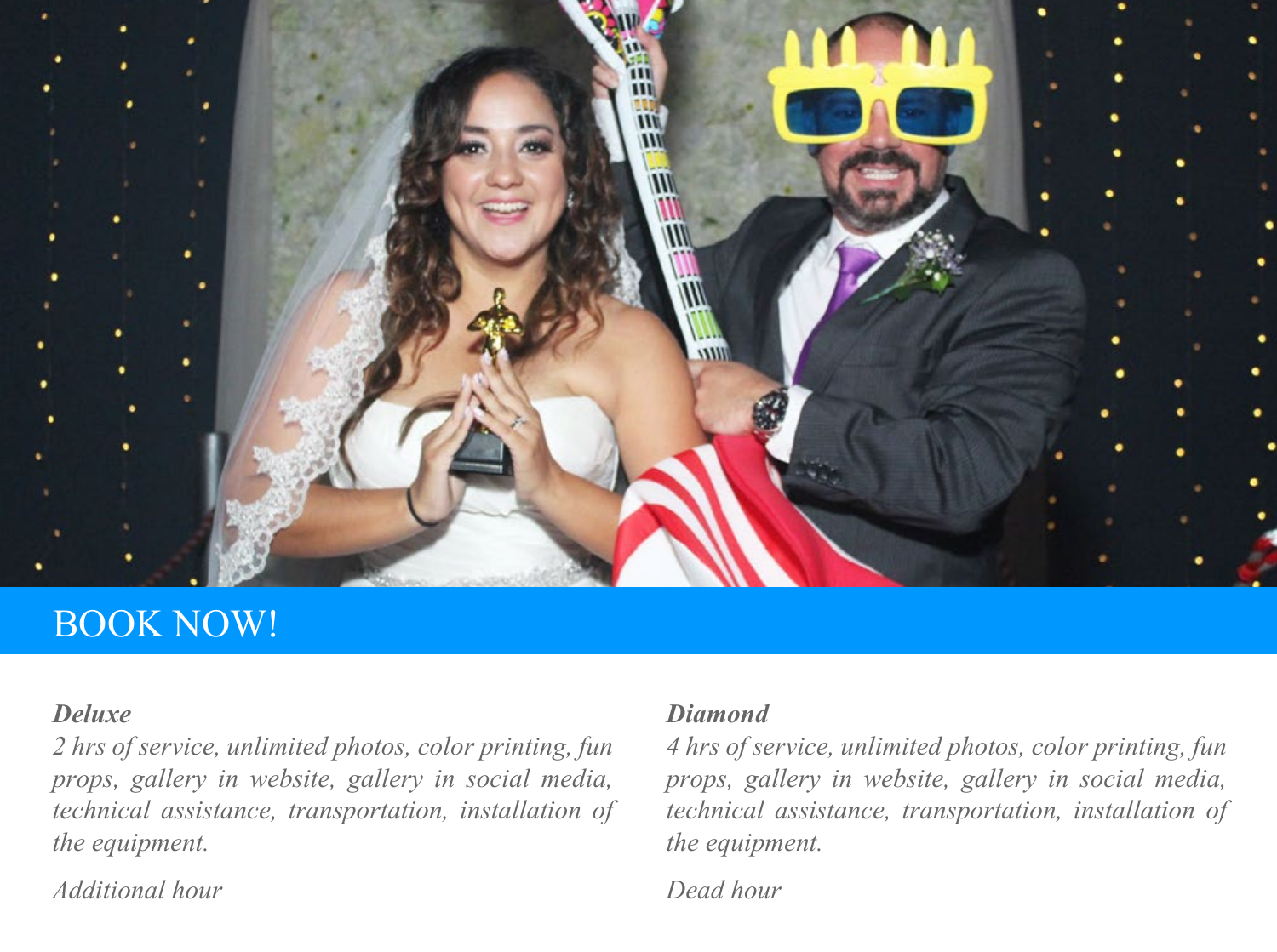BOOK NOW!

***Deluxe***

*2 hrs of service, unlimited photos, color printing, fun props, gallery in website, gallery in social media, technical assistance, transportation, installation of the equipment.*

*Additional hour*

***Diamond***

*4 hrs of service, unlimited photos, color printing, fun props, gallery in website, gallery in social media, technical assistance, transportation, installation of the equipment.*

*Dead hour*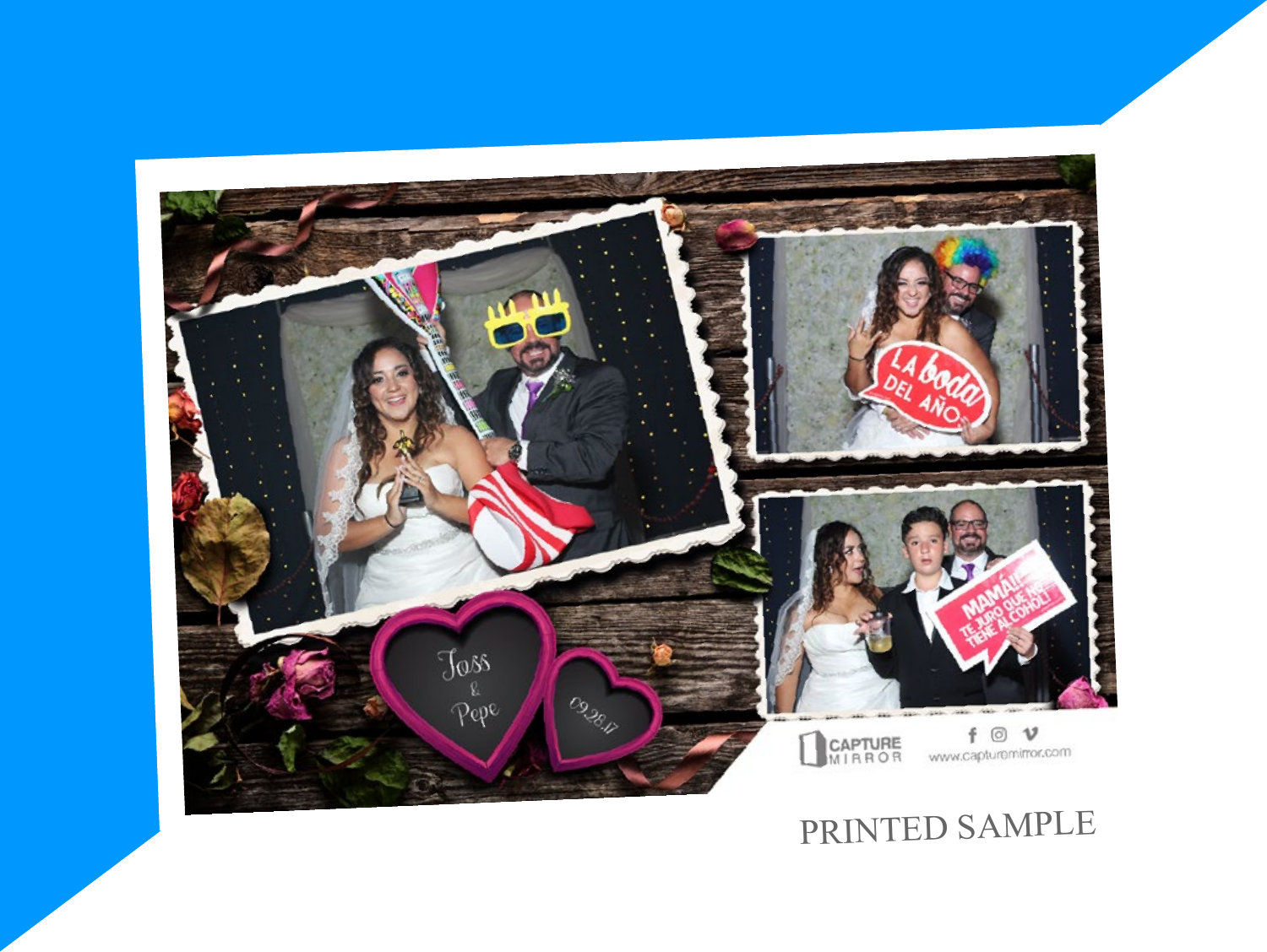PRINTED SAMPLE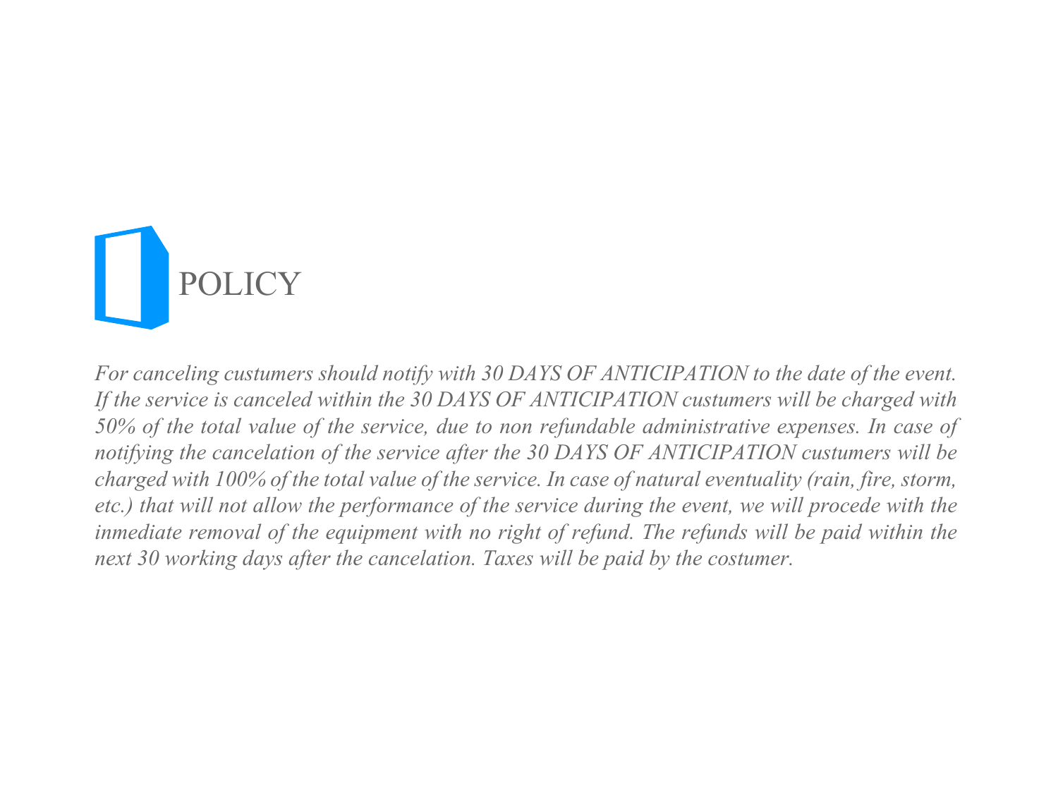# POLICY

*For canceling custumers should notify with 30 DAYS OF ANTICIPATION to the date of the event. If the service is canceled within the 30 DAYS OF ANTICIPATION custumers will be charged with 50% of the total value of the service, due to non refundable administrative expenses. In case of notifying the cancelation of the service after the 30 DAYS OF ANTICIPATION custumers will be charged with 100% of the total value of the service. In case of natural eventuality (rain, fire, storm, etc.) that will not allow the performance of the service during the event, we will procede with the inmediate removal of the equipment with no right of refund. The refunds will be paid within the next 30 working days after the cancelation. Taxes will be paid by the costumer.*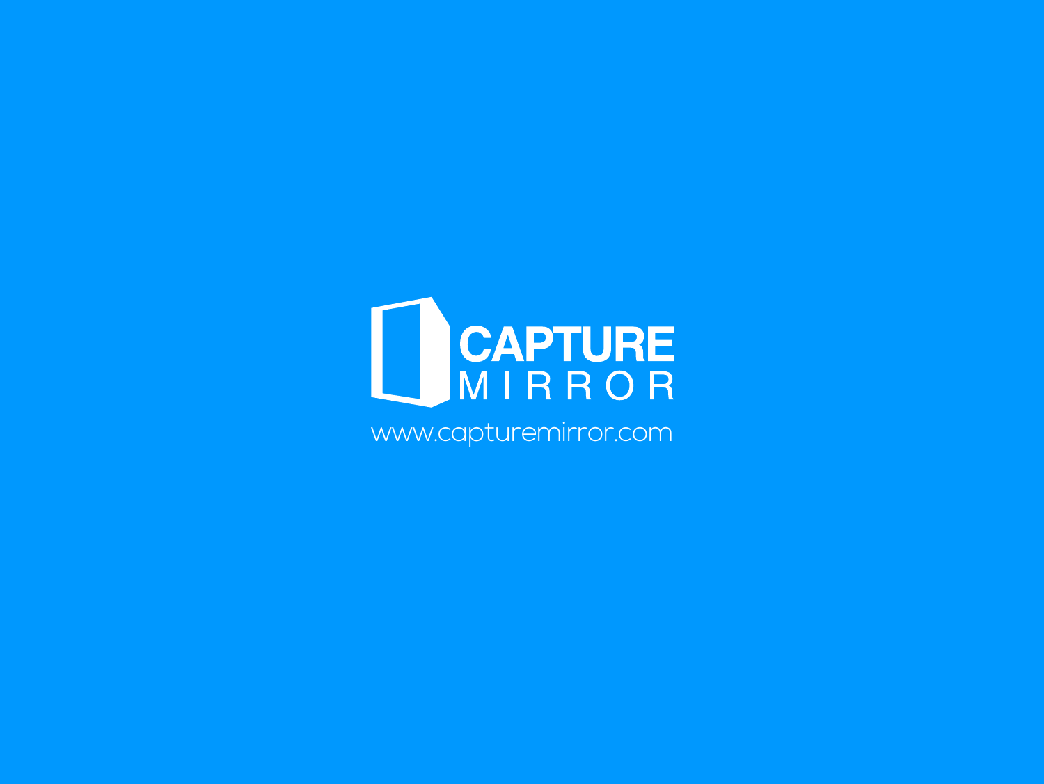CAPTURE

MIRROR

www.capturemirror.com